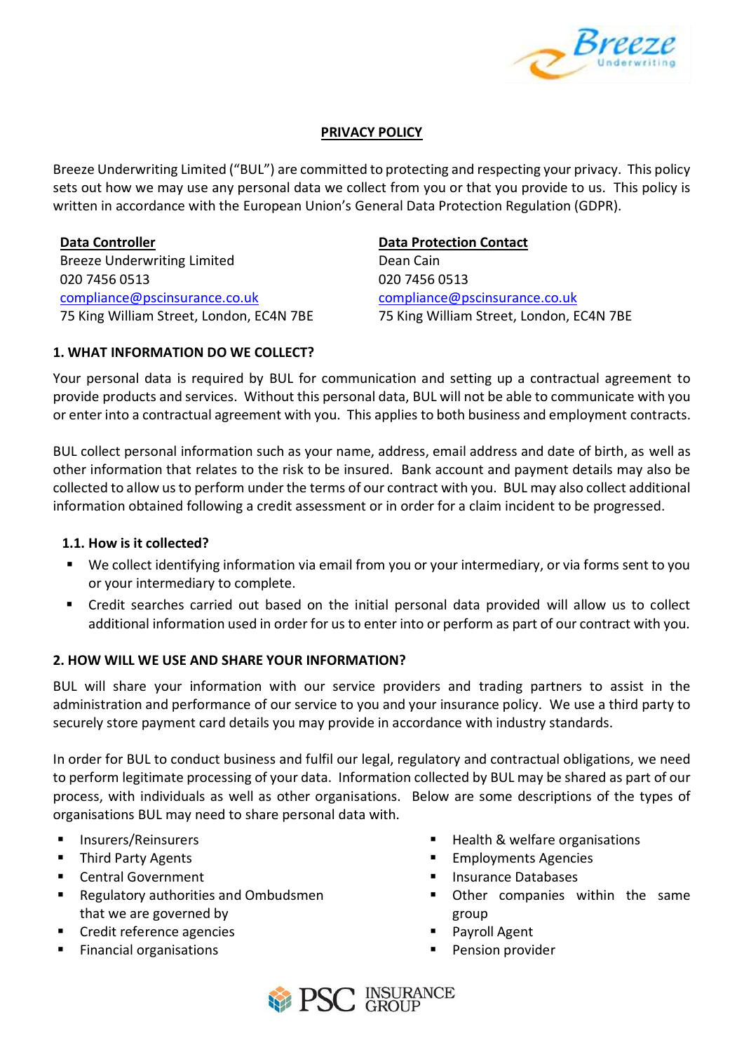## PRIVACY POLICY

Breeze Underwriting Limited ("BUL") are committed to protecting and respecting your privacy. This policy sets out how we may use any personal data we collect from you or that you provide to us. This policy is written in accordance with the European Union's General Data Protection Regulation (GDPR).

**Data Controller**
Breeze Underwriting Limited
020 7456 0513
compliance@pscinsurance.co.uk
75 King William Street, London, EC4N 7BE

**Data Protection Contact**
Dean Cain
020 7456 0513
compliance@pscinsurance.co.uk
75 King William Street, London, EC4N 7BE

### 1. WHAT INFORMATION DO WE COLLECT?

Your personal data is required by BUL for communication and setting up a contractual agreement to provide products and services. Without this personal data, BUL will not be able to communicate with you or enter into a contractual agreement with you. This applies to both business and employment contracts.

BUL collect personal information such as your name, address, email address and date of birth, as well as other information that relates to the risk to be insured. Bank account and payment details may also be collected to allow us to perform under the terms of our contract with you. BUL may also collect additional information obtained following a credit assessment or in order for a claim incident to be progressed.

#### 1.1. How is it collected?

- We collect identifying information via email from you or your intermediary, or via forms sent to you or your intermediary to complete.
- Credit searches carried out based on the initial personal data provided will allow us to collect additional information used in order for us to enter into or perform as part of our contract with you.

### 2. HOW WILL WE USE AND SHARE YOUR INFORMATION?

BUL will share your information with our service providers and trading partners to assist in the administration and performance of our service to you and your insurance policy. We use a third party to securely store payment card details you may provide in accordance with industry standards.

In order for BUL to conduct business and fulfil our legal, regulatory and contractual obligations, we need to perform legitimate processing of your data. Information collected by BUL may be shared as part of our process, with individuals as well as other organisations. Below are some descriptions of the types of organisations BUL may need to share personal data with.

- Insurers/Reinsurers
- Third Party Agents
- Central Government
- Regulatory authorities and Ombudsmen that we are governed by
- Credit reference agencies
- Financial organisations
- Health & welfare organisations
- Employments Agencies
- Insurance Databases
- Other companies within the same group
- Payroll Agent
- Pension provider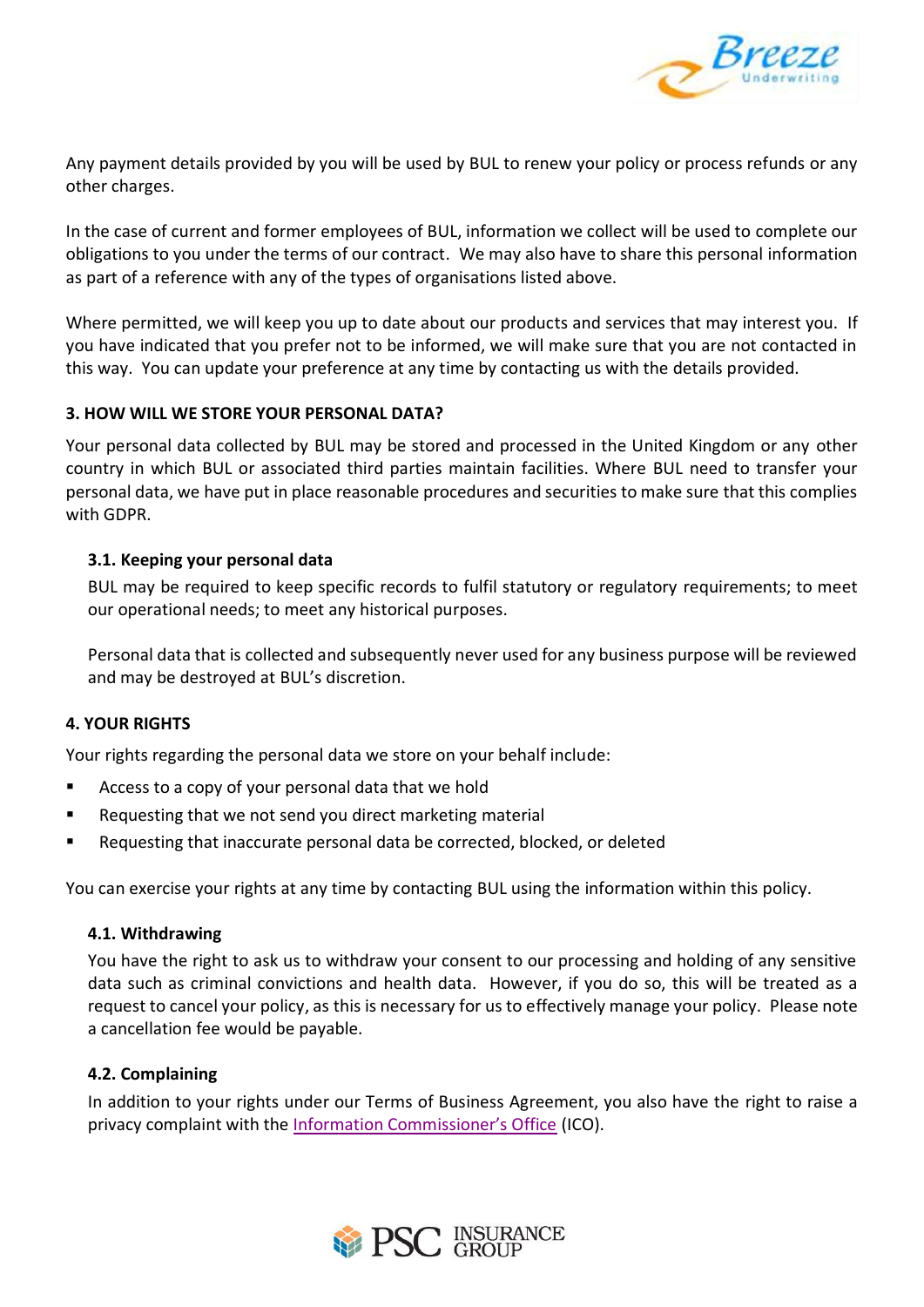Any payment details provided by you will be used by BUL to renew your policy or process refunds or any other charges.

In the case of current and former employees of BUL, information we collect will be used to complete our obligations to you under the terms of our contract. We may also have to share this personal information as part of a reference with any of the types of organisations listed above.

Where permitted, we will keep you up to date about our products and services that may interest you. If you have indicated that you prefer not to be informed, we will make sure that you are not contacted in this way. You can update your preference at any time by contacting us with the details provided.

## 3. HOW WILL WE STORE YOUR PERSONAL DATA?

Your personal data collected by BUL may be stored and processed in the United Kingdom or any other country in which BUL or associated third parties maintain facilities. Where BUL need to transfer your personal data, we have put in place reasonable procedures and securities to make sure that this complies with GDPR.

### 3.1. Keeping your personal data

BUL may be required to keep specific records to fulfil statutory or regulatory requirements; to meet our operational needs; to meet any historical purposes.

Personal data that is collected and subsequently never used for any business purpose will be reviewed and may be destroyed at BUL's discretion.

## 4. YOUR RIGHTS

Your rights regarding the personal data we store on your behalf include:

- Access to a copy of your personal data that we hold
- Requesting that we not send you direct marketing material
- Requesting that inaccurate personal data be corrected, blocked, or deleted

You can exercise your rights at any time by contacting BUL using the information within this policy.

### 4.1. Withdrawing

You have the right to ask us to withdraw your consent to our processing and holding of any sensitive data such as criminal convictions and health data. However, if you do so, this will be treated as a request to cancel your policy, as this is necessary for us to effectively manage your policy. Please note a cancellation fee would be payable.

### 4.2. Complaining

In addition to your rights under our Terms of Business Agreement, you also have the right to raise a privacy complaint with the Information Commissioner's Office (ICO).